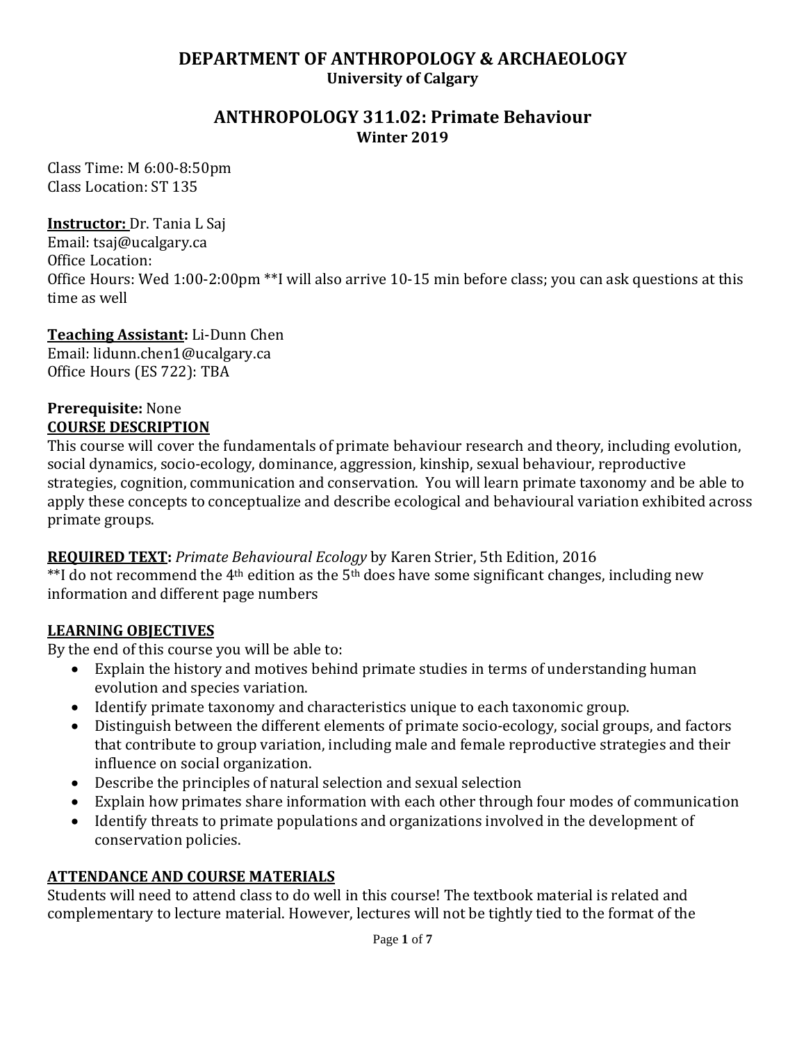# DEPARTMENT OF ANTHROPOLOGY & ARCHAEOLOGY

**University of Calgary**

## ANTHROPOLOGY 311.02: Primate Behaviour

**Winter 2019**

Class Time: M 6:00-8:50pm
Class Location: ST 135

**Instructor:** Dr. Tania L Saj
Email: tsaj@ucalgary.ca
Office Location:
Office Hours: Wed 1:00-2:00pm **I will also arrive 10-15 min before class; you can ask questions at this time as well

**Teaching Assistant:** Li-Dunn Chen
Email: lidunn.chen1@ucalgary.ca
Office Hours (ES 722): TBA

**Prerequisite:** None

**COURSE DESCRIPTION**

This course will cover the fundamentals of primate behaviour research and theory, including evolution, social dynamics, socio-ecology, dominance, aggression, kinship, sexual behaviour, reproductive strategies, cognition, communication and conservation. You will learn primate taxonomy and be able to apply these concepts to conceptualize and describe ecological and behavioural variation exhibited across primate groups.

**REQUIRED TEXT:** *Primate Behavioural Ecology* by Karen Strier, 5th Edition, 2016
**I do not recommend the 4th edition as the 5th does have some significant changes, including new information and different page numbers

**LEARNING OBJECTIVES**

By the end of this course you will be able to:

- Explain the history and motives behind primate studies in terms of understanding human evolution and species variation.
- Identify primate taxonomy and characteristics unique to each taxonomic group.
- Distinguish between the different elements of primate socio-ecology, social groups, and factors that contribute to group variation, including male and female reproductive strategies and their influence on social organization.
- Describe the principles of natural selection and sexual selection
- Explain how primates share information with each other through four modes of communication
- Identify threats to primate populations and organizations involved in the development of conservation policies.

**ATTENDANCE AND COURSE MATERIALS**

Students will need to attend class to do well in this course! The textbook material is related and complementary to lecture material. However, lectures will not be tightly tied to the format of the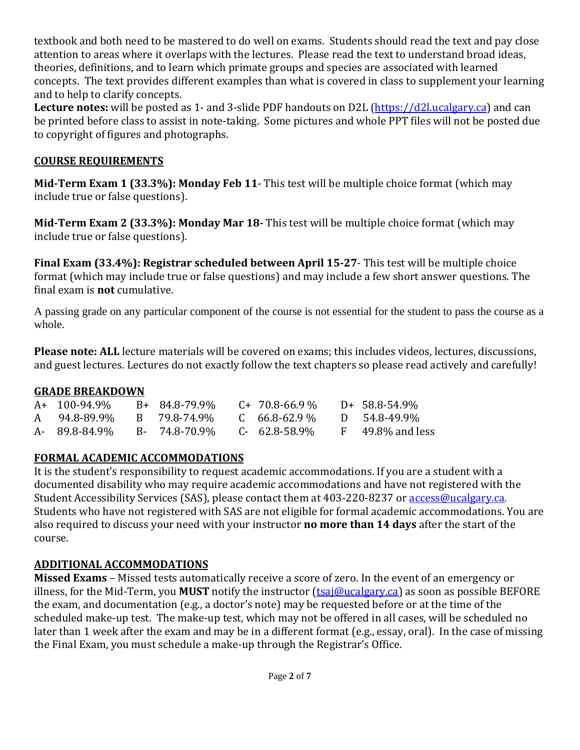textbook and both need to be mastered to do well on exams. Students should read the text and pay close attention to areas where it overlaps with the lectures. Please read the text to understand broad ideas, theories, definitions, and to learn which primate groups and species are associated with learned concepts. The text provides different examples than what is covered in class to supplement your learning and to help to clarify concepts.

**Lecture notes:** will be posted as 1- and 3-slide PDF handouts on D2L (https://d2l.ucalgary.ca) and can be printed before class to assist in note-taking. Some pictures and whole PPT files will not be posted due to copyright of figures and photographs.

## COURSE REQUIREMENTS

**Mid-Term Exam 1 (33.3%): Monday Feb 11**- This test will be multiple choice format (which may include true or false questions).

**Mid-Term Exam 2 (33.3%): Monday Mar 18-** This test will be multiple choice format (which may include true or false questions).

**Final Exam (33.4%): Registrar scheduled between April 15-27**- This test will be multiple choice format (which may include true or false questions) and may include a few short answer questions. The final exam is **not** cumulative.

A passing grade on any particular component of the course is not essential for the student to pass the course as a whole.

**Please note: ALL** lecture materials will be covered on exams; this includes videos, lectures, discussions, and guest lectures. Lectures do not exactly follow the text chapters so please read actively and carefully!

## GRADE BREAKDOWN

| | | | |
|---|---|---|---|
| A+ 100-94.9% | B+ 84.8-79.9% | C+ 70.8-66.9 % | D+ 58.8-54.9% |
| A 94.8-89.9% | B 79.8-74.9% | C 66.8-62.9 % | D 54.8-49.9% |
| A- 89.8-84.9% | B- 74.8-70.9% | C- 62.8-58.9% | F 49.8% and less |

## FORMAL ACADEMIC ACCOMMODATIONS

It is the student's responsibility to request academic accommodations. If you are a student with a documented disability who may require academic accommodations and have not registered with the Student Accessibility Services (SAS), please contact them at 403-220-8237 or access@ucalgary.ca. Students who have not registered with SAS are not eligible for formal academic accommodations. You are also required to discuss your need with your instructor **no more than 14 days** after the start of the course.

## ADDITIONAL ACCOMMODATIONS

**Missed Exams** – Missed tests automatically receive a score of zero. In the event of an emergency or illness, for the Mid-Term, you **MUST** notify the instructor (tsaj@ucalgary.ca) as soon as possible BEFORE the exam, and documentation (e.g., a doctor's note) may be requested before or at the time of the scheduled make-up test. The make-up test, which may not be offered in all cases, will be scheduled no later than 1 week after the exam and may be in a different format (e.g., essay, oral). In the case of missing the Final Exam, you must schedule a make-up through the Registrar's Office.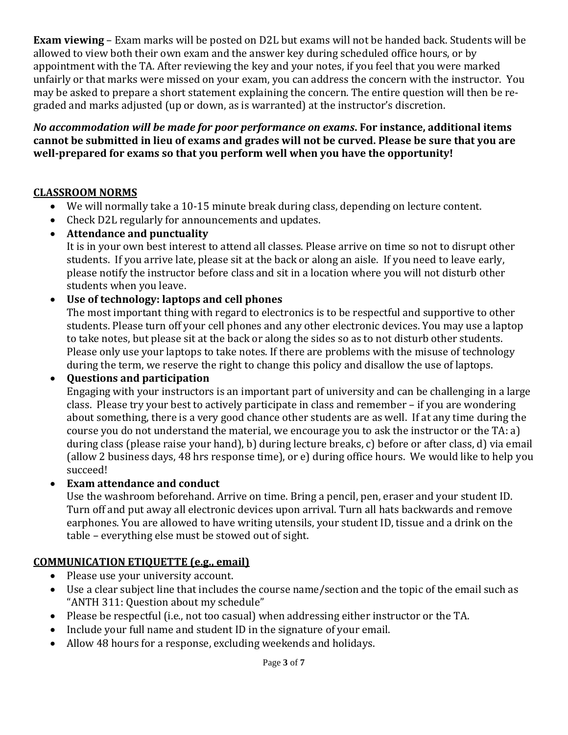**Exam viewing** – Exam marks will be posted on D2L but exams will not be handed back. Students will be allowed to view both their own exam and the answer key during scheduled office hours, or by appointment with the TA. After reviewing the key and your notes, if you feel that you were marked unfairly or that marks were missed on your exam, you can address the concern with the instructor. You may be asked to prepare a short statement explaining the concern. The entire question will then be re-graded and marks adjusted (up or down, as is warranted) at the instructor's discretion.

***No accommodation will be made for poor performance on exams.* For instance, additional items cannot be submitted in lieu of exams and grades will not be curved. Please be sure that you are well-prepared for exams so that you perform well when you have the opportunity!**

## CLASSROOM NORMS

- We will normally take a 10-15 minute break during class, depending on lecture content.
- Check D2L regularly for announcements and updates.
- **Attendance and punctuality**
  It is in your own best interest to attend all classes. Please arrive on time so not to disrupt other students. If you arrive late, please sit at the back or along an aisle. If you need to leave early, please notify the instructor before class and sit in a location where you will not disturb other students when you leave.
- **Use of technology: laptops and cell phones**
  The most important thing with regard to electronics is to be respectful and supportive to other students. Please turn off your cell phones and any other electronic devices. You may use a laptop to take notes, but please sit at the back or along the sides so as to not disturb other students. Please only use your laptops to take notes. If there are problems with the misuse of technology during the term, we reserve the right to change this policy and disallow the use of laptops.
- **Questions and participation**
  Engaging with your instructors is an important part of university and can be challenging in a large class. Please try your best to actively participate in class and remember – if you are wondering about something, there is a very good chance other students are as well. If at any time during the course you do not understand the material, we encourage you to ask the instructor or the TA: a) during class (please raise your hand), b) during lecture breaks, c) before or after class, d) via email (allow 2 business days, 48 hrs response time), or e) during office hours. We would like to help you succeed!
- **Exam attendance and conduct**
  Use the washroom beforehand. Arrive on time. Bring a pencil, pen, eraser and your student ID. Turn off and put away all electronic devices upon arrival. Turn all hats backwards and remove earphones. You are allowed to have writing utensils, your student ID, tissue and a drink on the table – everything else must be stowed out of sight.

## COMMUNICATION ETIQUETTE (e.g., email)

- Please use your university account.
- Use a clear subject line that includes the course name/section and the topic of the email such as "ANTH 311: Question about my schedule"
- Please be respectful (i.e., not too casual) when addressing either instructor or the TA.
- Include your full name and student ID in the signature of your email.
- Allow 48 hours for a response, excluding weekends and holidays.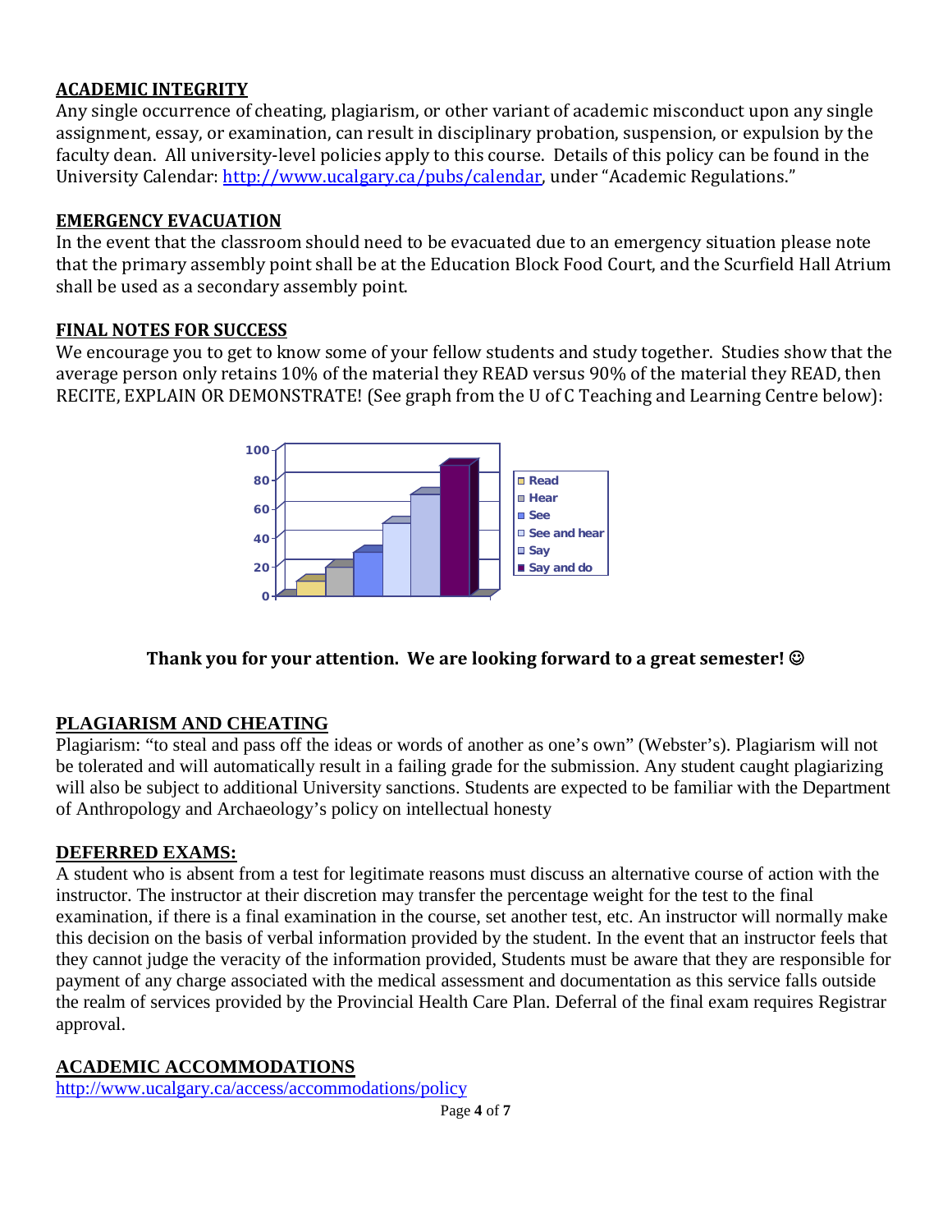## ACADEMIC INTEGRITY

Any single occurrence of cheating, plagiarism, or other variant of academic misconduct upon any single assignment, essay, or examination, can result in disciplinary probation, suspension, or expulsion by the faculty dean. All university-level policies apply to this course. Details of this policy can be found in the University Calendar: http://www.ucalgary.ca/pubs/calendar, under "Academic Regulations."

## EMERGENCY EVACUATION

In the event that the classroom should need to be evacuated due to an emergency situation please note that the primary assembly point shall be at the Education Block Food Court, and the Scurfield Hall Atrium shall be used as a secondary assembly point.

## FINAL NOTES FOR SUCCESS

We encourage you to get to know some of your fellow students and study together. Studies show that the average person only retains 10% of the material they READ versus 90% of the material they READ, then RECITE, EXPLAIN OR DEMONSTRATE! (See graph from the U of C Teaching and Learning Centre below):

**Thank you for your attention. We are looking forward to a great semester! ☺**

## PLAGIARISM AND CHEATING

Plagiarism: "to steal and pass off the ideas or words of another as one's own" (Webster's). Plagiarism will not be tolerated and will automatically result in a failing grade for the submission. Any student caught plagiarizing will also be subject to additional University sanctions. Students are expected to be familiar with the Department of Anthropology and Archaeology's policy on intellectual honesty

## DEFERRED EXAMS:

A student who is absent from a test for legitimate reasons must discuss an alternative course of action with the instructor. The instructor at their discretion may transfer the percentage weight for the test to the final examination, if there is a final examination in the course, set another test, etc. An instructor will normally make this decision on the basis of verbal information provided by the student. In the event that an instructor feels that they cannot judge the veracity of the information provided, Students must be aware that they are responsible for payment of any charge associated with the medical assessment and documentation as this service falls outside the realm of services provided by the Provincial Health Care Plan. Deferral of the final exam requires Registrar approval.

## ACADEMIC ACCOMMODATIONS

http://www.ucalgary.ca/access/accommodations/policy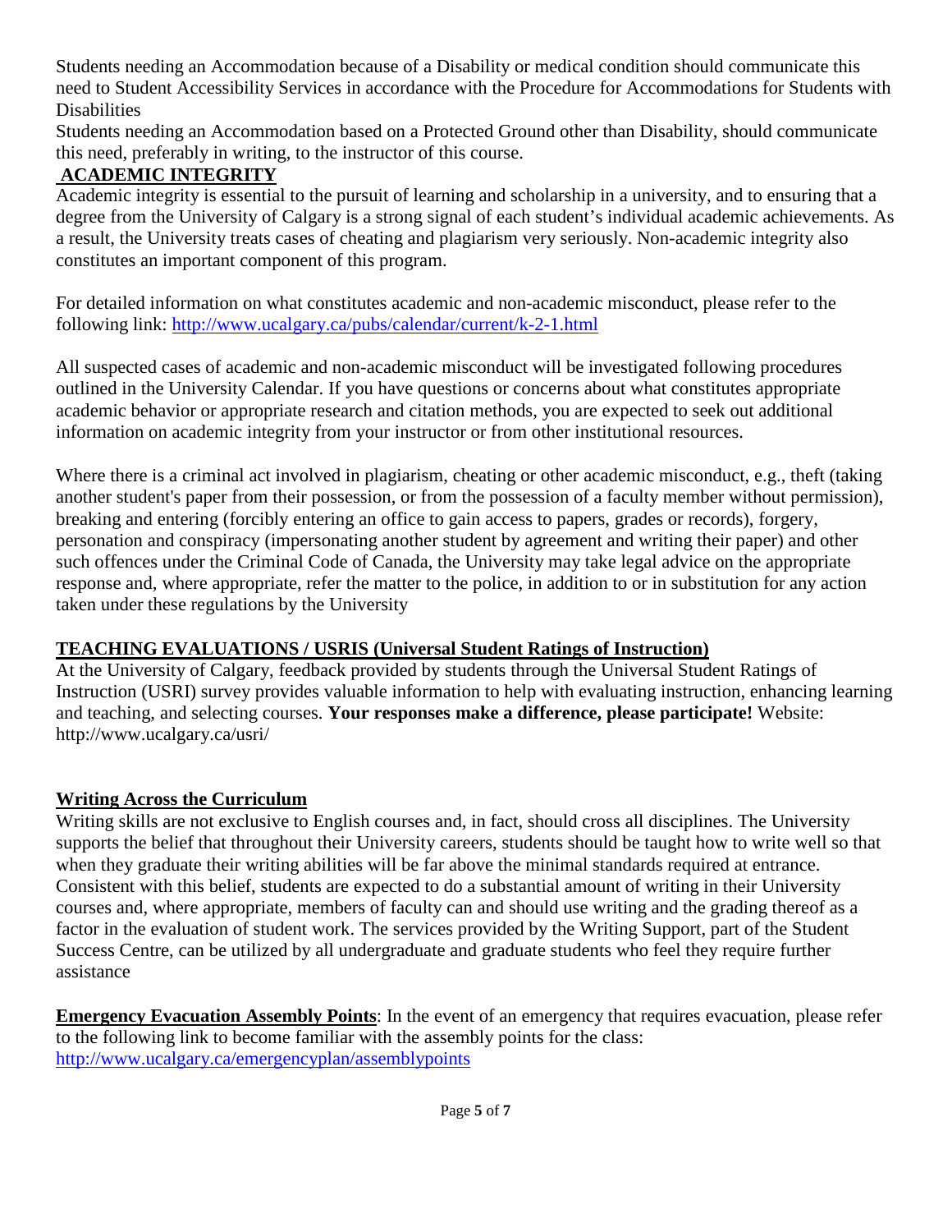Students needing an Accommodation because of a Disability or medical condition should communicate this need to Student Accessibility Services in accordance with the Procedure for Accommodations for Students with Disabilities

Students needing an Accommodation based on a Protected Ground other than Disability, should communicate this need, preferably in writing, to the instructor of this course.

## ACADEMIC INTEGRITY

Academic integrity is essential to the pursuit of learning and scholarship in a university, and to ensuring that a degree from the University of Calgary is a strong signal of each student's individual academic achievements. As a result, the University treats cases of cheating and plagiarism very seriously. Non-academic integrity also constitutes an important component of this program.

For detailed information on what constitutes academic and non-academic misconduct, please refer to the following link: http://www.ucalgary.ca/pubs/calendar/current/k-2-1.html

All suspected cases of academic and non-academic misconduct will be investigated following procedures outlined in the University Calendar. If you have questions or concerns about what constitutes appropriate academic behavior or appropriate research and citation methods, you are expected to seek out additional information on academic integrity from your instructor or from other institutional resources.

Where there is a criminal act involved in plagiarism, cheating or other academic misconduct, e.g., theft (taking another student's paper from their possession, or from the possession of a faculty member without permission), breaking and entering (forcibly entering an office to gain access to papers, grades or records), forgery, personation and conspiracy (impersonating another student by agreement and writing their paper) and other such offences under the Criminal Code of Canada, the University may take legal advice on the appropriate response and, where appropriate, refer the matter to the police, in addition to or in substitution for any action taken under these regulations by the University

## TEACHING EVALUATIONS / USRIS (Universal Student Ratings of Instruction)

At the University of Calgary, feedback provided by students through the Universal Student Ratings of Instruction (USRI) survey provides valuable information to help with evaluating instruction, enhancing learning and teaching, and selecting courses. **Your responses make a difference, please participate!** Website: http://www.ucalgary.ca/usri/

## Writing Across the Curriculum

Writing skills are not exclusive to English courses and, in fact, should cross all disciplines. The University supports the belief that throughout their University careers, students should be taught how to write well so that when they graduate their writing abilities will be far above the minimal standards required at entrance. Consistent with this belief, students are expected to do a substantial amount of writing in their University courses and, where appropriate, members of faculty can and should use writing and the grading thereof as a factor in the evaluation of student work. The services provided by the Writing Support, part of the Student Success Centre, can be utilized by all undergraduate and graduate students who feel they require further assistance

**Emergency Evacuation Assembly Points**: In the event of an emergency that requires evacuation, please refer to the following link to become familiar with the assembly points for the class: http://www.ucalgary.ca/emergencyplan/assemblypoints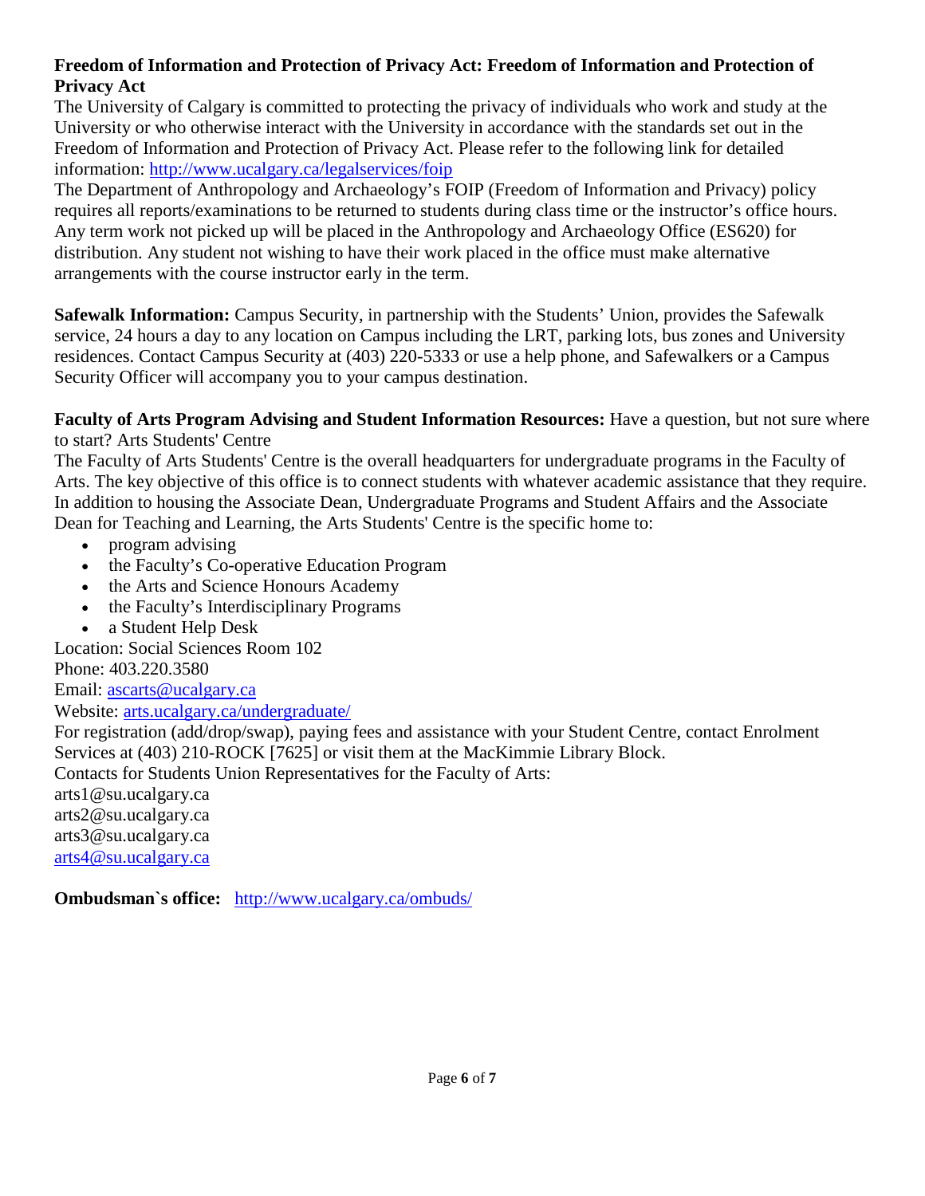**Freedom of Information and Protection of Privacy Act: Freedom of Information and Protection of Privacy Act**
The University of Calgary is committed to protecting the privacy of individuals who work and study at the University or who otherwise interact with the University in accordance with the standards set out in the Freedom of Information and Protection of Privacy Act. Please refer to the following link for detailed information: http://www.ucalgary.ca/legalservices/foip
The Department of Anthropology and Archaeology's FOIP (Freedom of Information and Privacy) policy requires all reports/examinations to be returned to students during class time or the instructor's office hours. Any term work not picked up will be placed in the Anthropology and Archaeology Office (ES620) for distribution. Any student not wishing to have their work placed in the office must make alternative arrangements with the course instructor early in the term.

**Safewalk Information:** Campus Security, in partnership with the Students' Union, provides the Safewalk service, 24 hours a day to any location on Campus including the LRT, parking lots, bus zones and University residences. Contact Campus Security at (403) 220-5333 or use a help phone, and Safewalkers or a Campus Security Officer will accompany you to your campus destination.

**Faculty of Arts Program Advising and Student Information Resources:** Have a question, but not sure where to start? Arts Students' Centre
The Faculty of Arts Students' Centre is the overall headquarters for undergraduate programs in the Faculty of Arts. The key objective of this office is to connect students with whatever academic assistance that they require. In addition to housing the Associate Dean, Undergraduate Programs and Student Affairs and the Associate Dean for Teaching and Learning, the Arts Students' Centre is the specific home to:

- program advising
- the Faculty's Co-operative Education Program
- the Arts and Science Honours Academy
- the Faculty's Interdisciplinary Programs
- a Student Help Desk

Location: Social Sciences Room 102
Phone: 403.220.3580
Email: ascarts@ucalgary.ca
Website: arts.ucalgary.ca/undergraduate/
For registration (add/drop/swap), paying fees and assistance with your Student Centre, contact Enrolment Services at (403) 210-ROCK [7625] or visit them at the MacKimmie Library Block.
Contacts for Students Union Representatives for the Faculty of Arts:
arts1@su.ucalgary.ca
arts2@su.ucalgary.ca
arts3@su.ucalgary.ca
arts4@su.ucalgary.ca

**Ombudsman`s office:** http://www.ucalgary.ca/ombuds/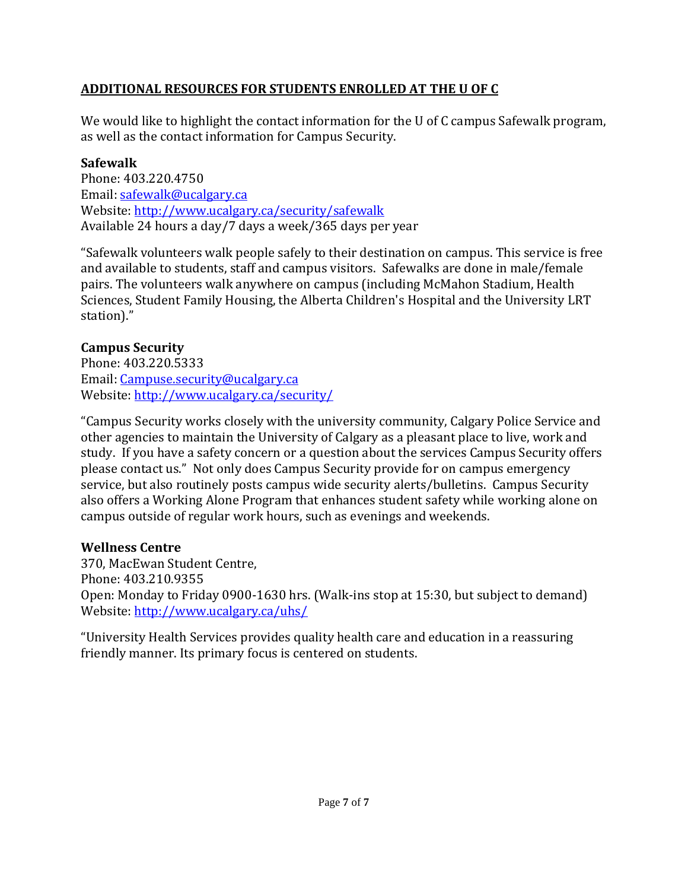## ADDITIONAL RESOURCES FOR STUDENTS ENROLLED AT THE U OF C

We would like to highlight the contact information for the U of C campus Safewalk program, as well as the contact information for Campus Security.

**Safewalk**
Phone: 403.220.4750
Email: safewalk@ucalgary.ca
Website: http://www.ucalgary.ca/security/safewalk
Available 24 hours a day/7 days a week/365 days per year

"Safewalk volunteers walk people safely to their destination on campus. This service is free and available to students, staff and campus visitors. Safewalks are done in male/female pairs. The volunteers walk anywhere on campus (including McMahon Stadium, Health Sciences, Student Family Housing, the Alberta Children's Hospital and the University LRT station)."

**Campus Security**
Phone: 403.220.5333
Email: Campuse.security@ucalgary.ca
Website: http://www.ucalgary.ca/security/

"Campus Security works closely with the university community, Calgary Police Service and other agencies to maintain the University of Calgary as a pleasant place to live, work and study. If you have a safety concern or a question about the services Campus Security offers please contact us." Not only does Campus Security provide for on campus emergency service, but also routinely posts campus wide security alerts/bulletins. Campus Security also offers a Working Alone Program that enhances student safety while working alone on campus outside of regular work hours, such as evenings and weekends.

**Wellness Centre**
370, MacEwan Student Centre,
Phone: 403.210.9355
Open: Monday to Friday 0900-1630 hrs. (Walk-ins stop at 15:30, but subject to demand)
Website: http://www.ucalgary.ca/uhs/

"University Health Services provides quality health care and education in a reassuring friendly manner. Its primary focus is centered on students.